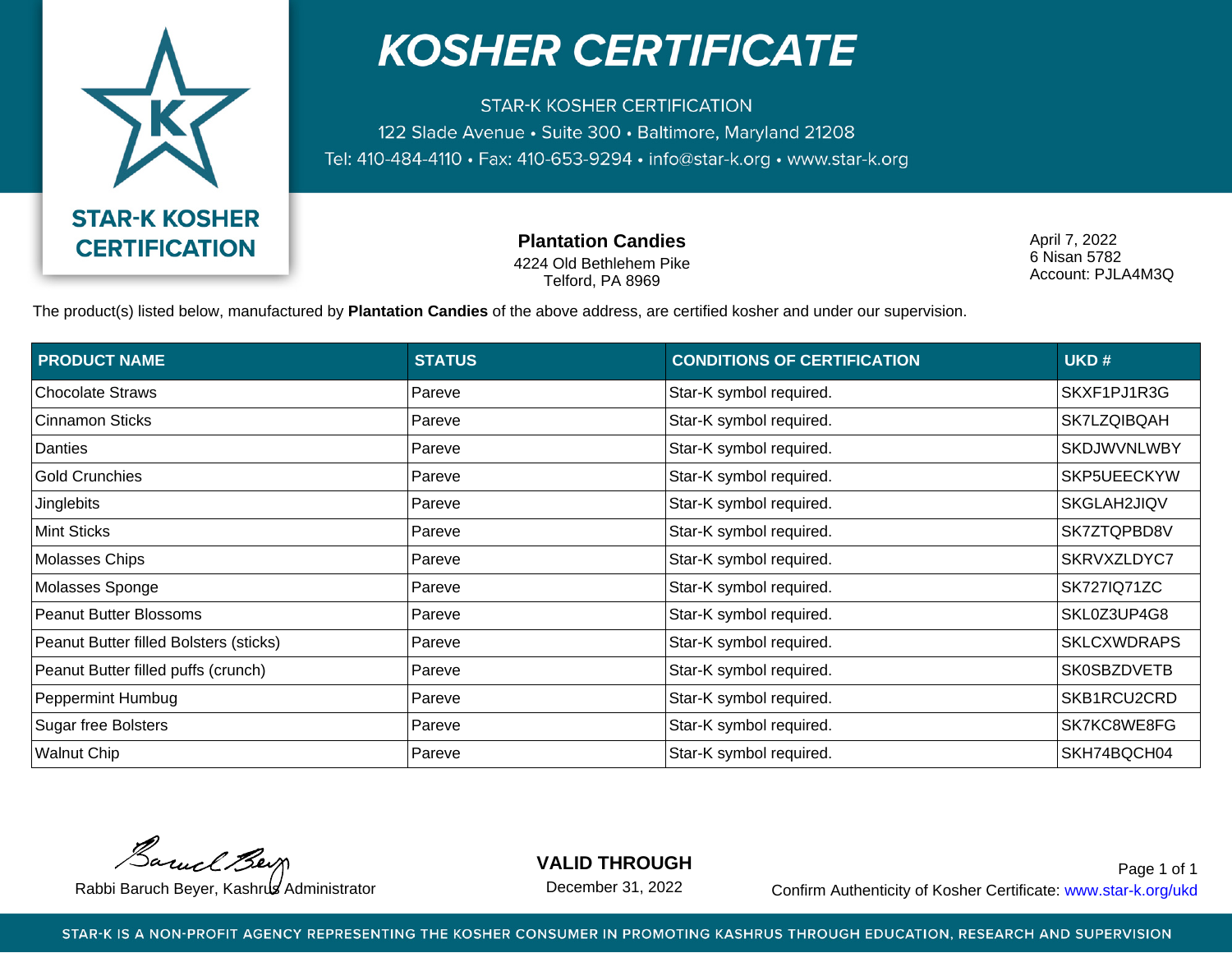STAR-K KOSHER CERTIFICATION

# KOSHER CERTIFICATE

STAR-K KOSHER CERTIFICATION
122 Slade Avenue • Suite 300 • Baltimore, Maryland 21208
Tel: 410-484-4110 • Fax: 410-653-9294 • info@star-k.org • www.star-k.org

**Plantation Candies**
4224 Old Bethlehem Pike
Telford, PA 8969

April 7, 2022
6 Nisan 5782
Account: PJLA4M3Q

The product(s) listed below, manufactured by **Plantation Candies** of the above address, are certified kosher and under our supervision.

| PRODUCT NAME | STATUS | CONDITIONS OF CERTIFICATION | UKD # |
|---|---|---|---|
| Chocolate Straws | Pareve | Star-K symbol required. | SKXF1PJ1R3G |
| Cinnamon Sticks | Pareve | Star-K symbol required. | SK7LZQIBQAH |
| Danties | Pareve | Star-K symbol required. | SKDJWVNLWBY |
| Gold Crunchies | Pareve | Star-K symbol required. | SKP5UEECKYW |
| Jinglebits | Pareve | Star-K symbol required. | SKGLAH2JIQV |
| Mint Sticks | Pareve | Star-K symbol required. | SK7ZTQPBD8V |
| Molasses Chips | Pareve | Star-K symbol required. | SKRVXZLDYC7 |
| Molasses Sponge | Pareve | Star-K symbol required. | SK727IQ71ZC |
| Peanut Butter Blossoms | Pareve | Star-K symbol required. | SKL0Z3UP4G8 |
| Peanut Butter filled Bolsters (sticks) | Pareve | Star-K symbol required. | SKLCXWDRAPS |
| Peanut Butter filled puffs (crunch) | Pareve | Star-K symbol required. | SK0SBZDVETB |
| Peppermint Humbug | Pareve | Star-K symbol required. | SKB1RCU2CRD |
| Sugar free Bolsters | Pareve | Star-K symbol required. | SK7KC8WE8FG |
| Walnut Chip | Pareve | Star-K symbol required. | SKH74BQCH04 |

Rabbi Baruch Beyer, Kashrus Administrator

**VALID THROUGH**
December 31, 2022

Confirm Authenticity of Kosher Certificate: www.star-k.org/ukd

STAR-K IS A NON-PROFIT AGENCY REPRESENTING THE KOSHER CONSUMER IN PROMOTING KASHRUS THROUGH EDUCATION, RESEARCH AND SUPERVISION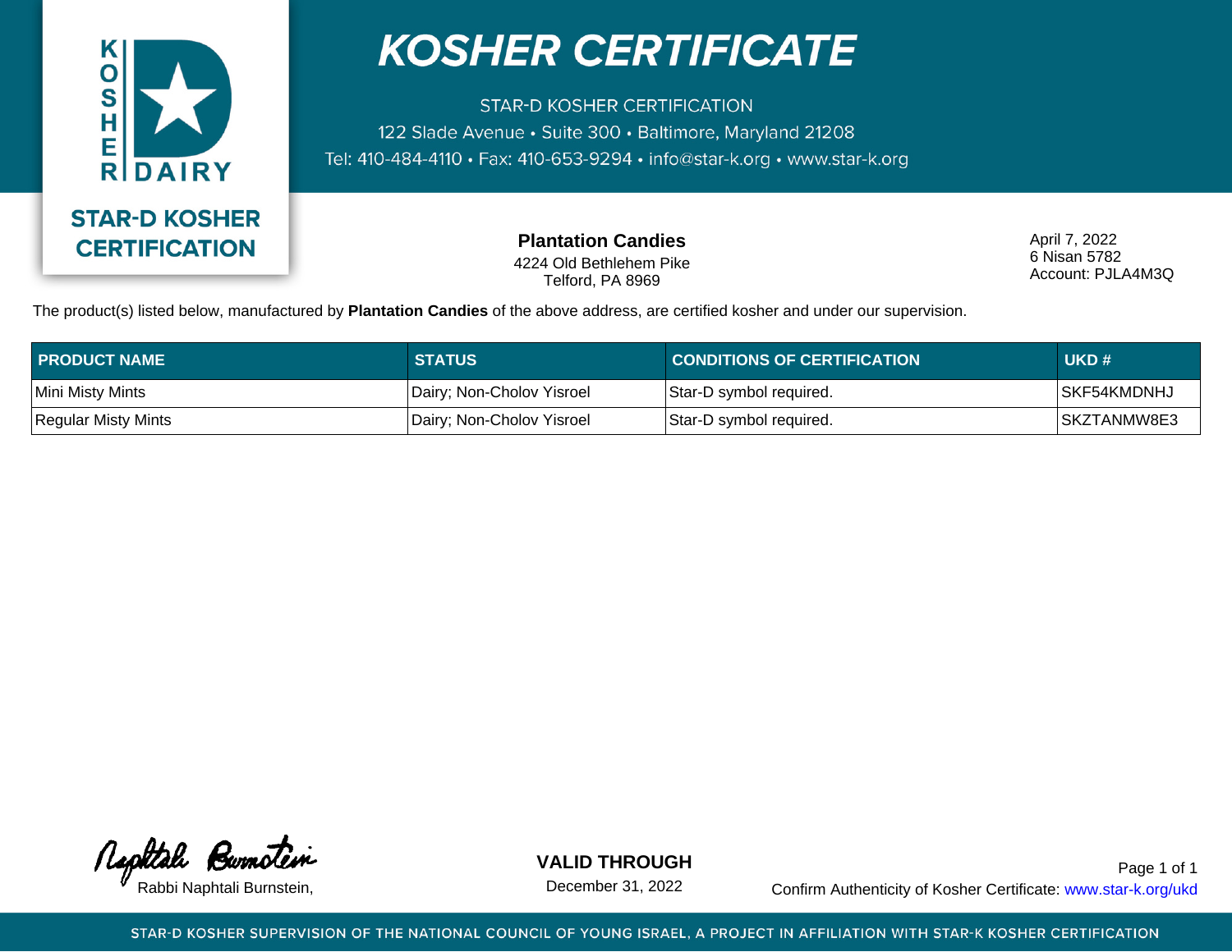# KOSHER CERTIFICATE

STAR-D KOSHER CERTIFICATION

122 Slade Avenue • Suite 300 • Baltimore, Maryland 21208

Tel: 410-484-4110 • Fax: 410-653-9294 • info@star-k.org • www.star-k.org

**STAR-D KOSHER CERTIFICATION**

**Plantation Candies**
4224 Old Bethlehem Pike
Telford, PA 8969

April 7, 2022
6 Nisan 5782
Account: PJLA4M3Q

The product(s) listed below, manufactured by **Plantation Candies** of the above address, are certified kosher and under our supervision.

| PRODUCT NAME | STATUS | CONDITIONS OF CERTIFICATION | UKD # |
|---|---|---|---|
| Mini Misty Mints | Dairy; Non-Cholov Yisroel | Star-D symbol required. | SKF54KMDNHJ |
| Regular Misty Mints | Dairy; Non-Cholov Yisroel | Star-D symbol required. | SKZTANMW8E3 |

Rabbi Naphtali Burnstein,

**VALID THROUGH**
December 31, 2022

Confirm Authenticity of Kosher Certificate: www.star-k.org/ukd

STAR-D KOSHER SUPERVISION OF THE NATIONAL COUNCIL OF YOUNG ISRAEL, A PROJECT IN AFFILIATION WITH STAR-K KOSHER CERTIFICATION